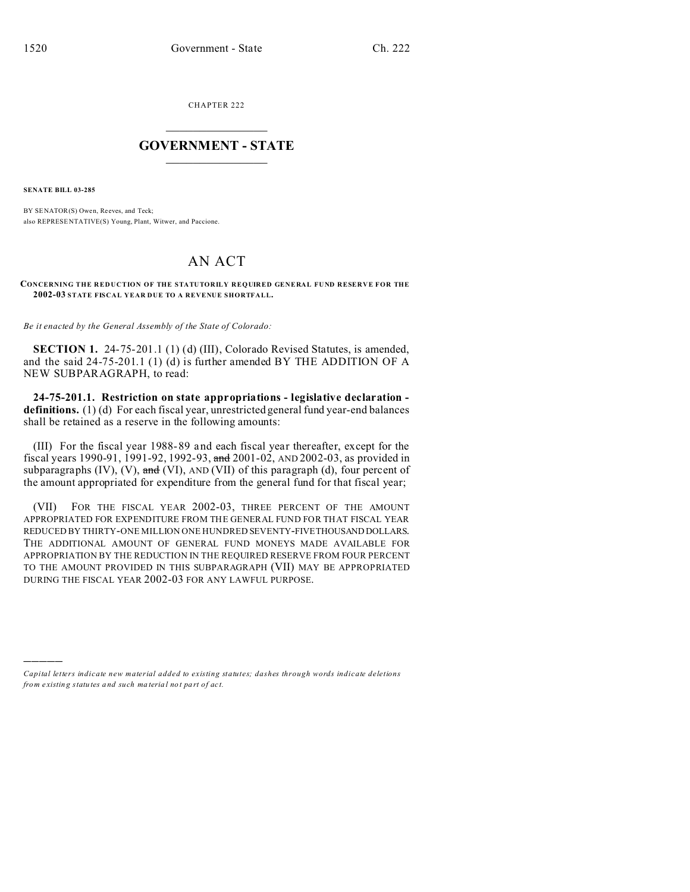CHAPTER 222

# GOVERNMENT - STATE

**SENATE BILL 03-285**

BY SENATOR(S) Owen, Reeves, and Teck;
also REPRESENTATIVE(S) Young, Plant, Witwer, and Paccione.

# AN ACT

**CONCERNING THE REDUCTION OF THE STATUTORILY REQUIRED GENERAL FUND RESERVE FOR THE 2002-03 STATE FISCAL YEAR DUE TO A REVENUE SHORTFALL.**

*Be it enacted by the General Assembly of the State of Colorado:*

**SECTION 1.** 24-75-201.1 (1) (d) (III), Colorado Revised Statutes, is amended, and the said 24-75-201.1 (1) (d) is further amended BY THE ADDITION OF A NEW SUBPARAGRAPH, to read:

**24-75-201.1. Restriction on state appropriations - legislative declaration - definitions.** (1) (d) For each fiscal year, unrestricted general fund year-end balances shall be retained as a reserve in the following amounts:

(III) For the fiscal year 1988-89 and each fiscal year thereafter, except for the fiscal years 1990-91, 1991-92, 1992-93, ~~and~~ 2001-02, AND 2002-03, as provided in subparagraphs (IV), (V), ~~and~~ (VI), AND (VII) of this paragraph (d), four percent of the amount appropriated for expenditure from the general fund for that fiscal year;

(VII) FOR THE FISCAL YEAR 2002-03, THREE PERCENT OF THE AMOUNT APPROPRIATED FOR EXPENDITURE FROM THE GENERAL FUND FOR THAT FISCAL YEAR REDUCED BY THIRTY-ONE MILLION ONE HUNDRED SEVENTY-FIVE THOUSAND DOLLARS. THE ADDITIONAL AMOUNT OF GENERAL FUND MONEYS MADE AVAILABLE FOR APPROPRIATION BY THE REDUCTION IN THE REQUIRED RESERVE FROM FOUR PERCENT TO THE AMOUNT PROVIDED IN THIS SUBPARAGRAPH (VII) MAY BE APPROPRIATED DURING THE FISCAL YEAR 2002-03 FOR ANY LAWFUL PURPOSE.

---

*Capital letters indicate new material added to existing statutes; dashes through words indicate deletions from existing statutes and such material not part of act.*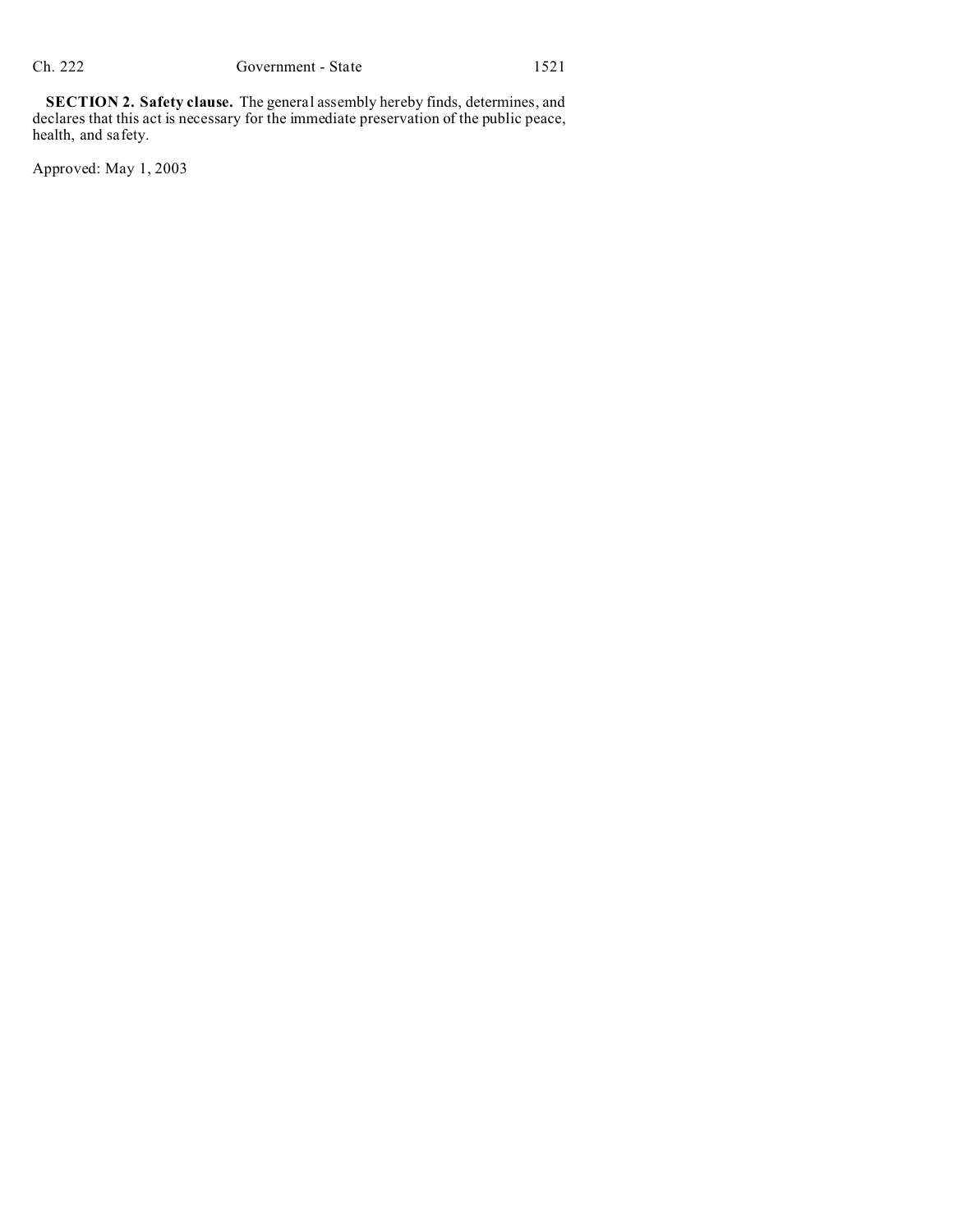**SECTION 2. Safety clause.** The general assembly hereby finds, determines, and declares that this act is necessary for the immediate preservation of the public peace, health, and safety.

Approved: May 1, 2003